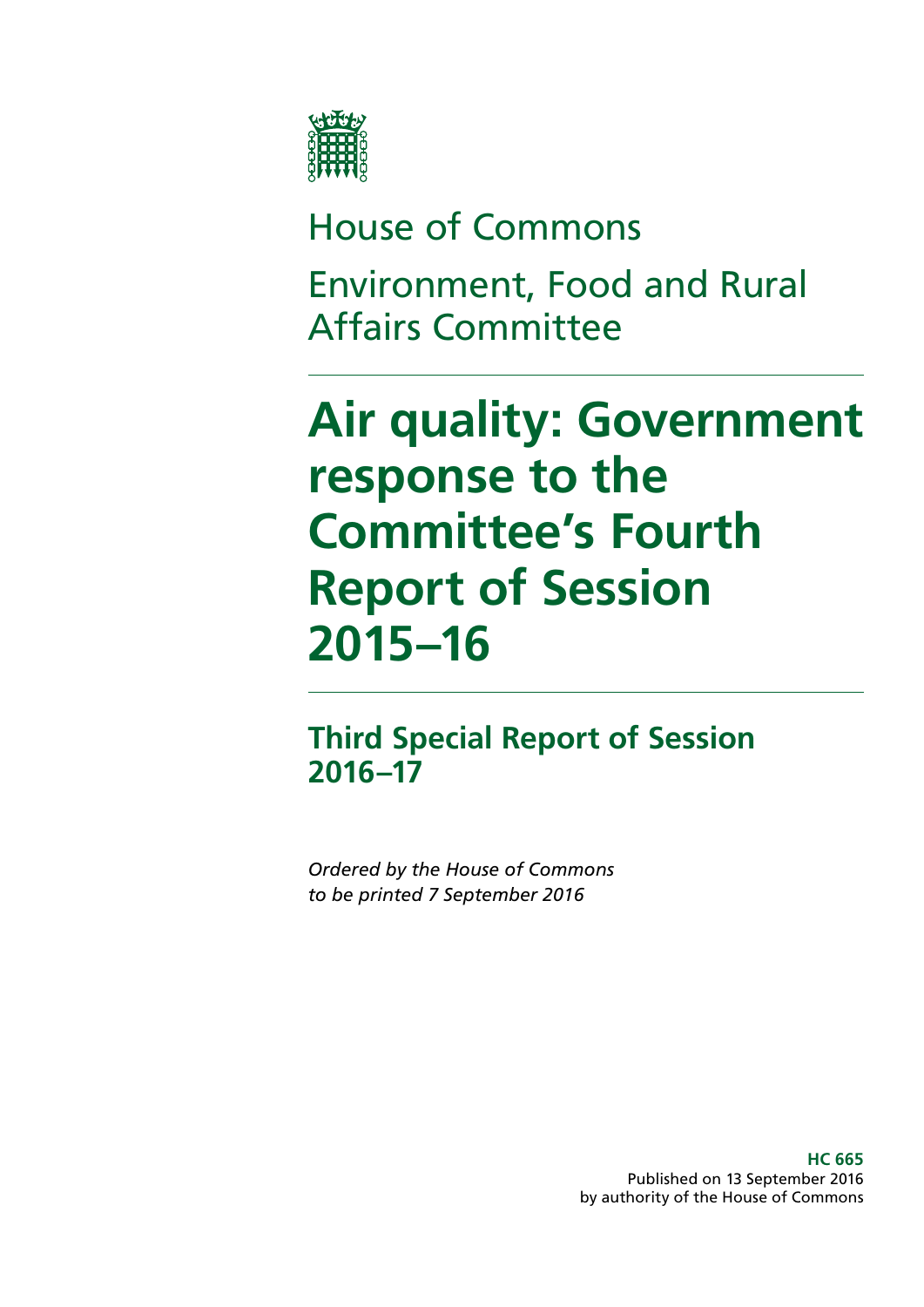House of Commons

Environment, Food and Rural Affairs Committee

# Air quality: Government response to the Committee's Fourth Report of Session 2015–16

## Third Special Report of Session 2016–17

*Ordered by the House of Commons to be printed 7 September 2016*

**HC 665**
Published on 13 September 2016
by authority of the House of Commons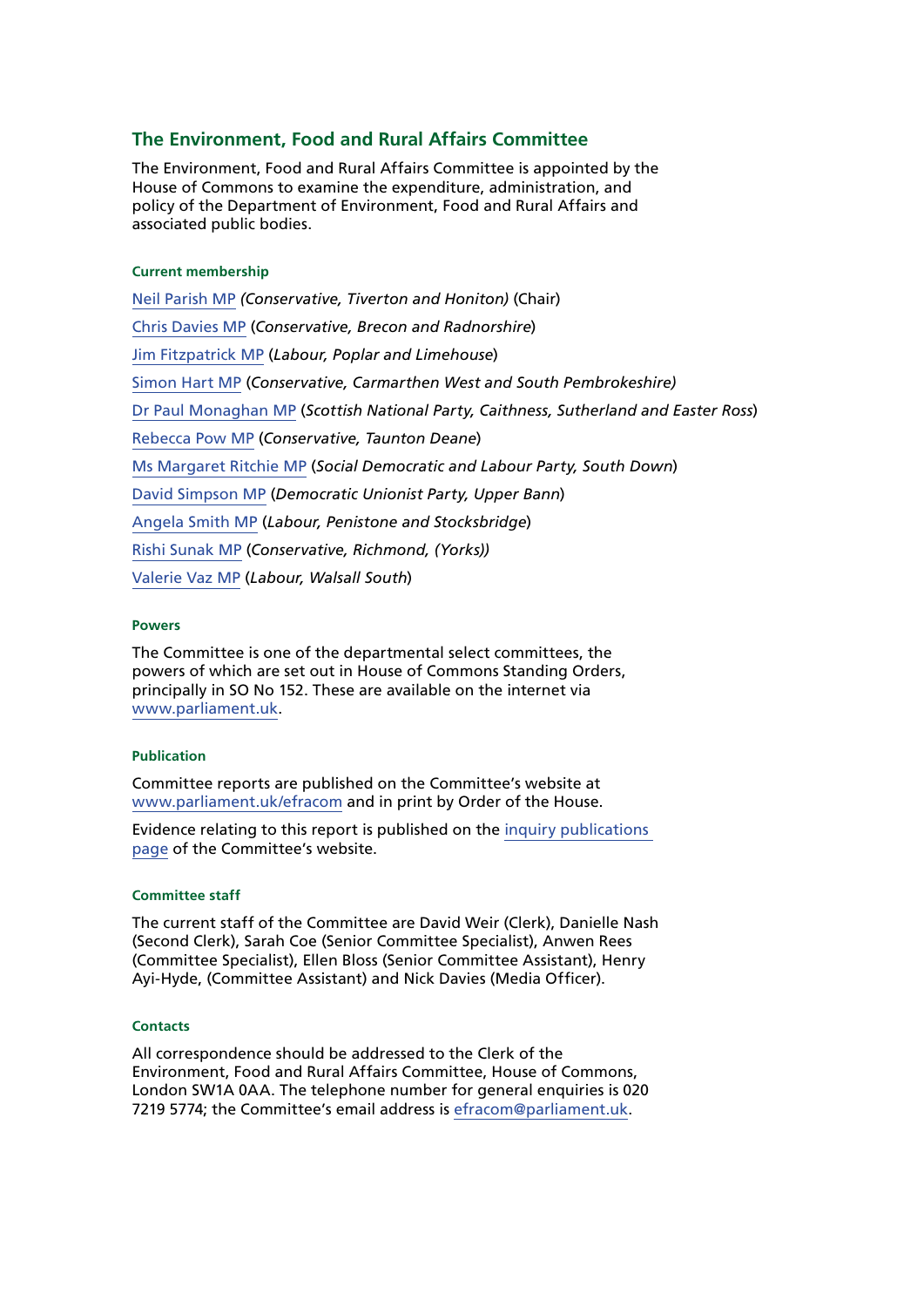## The Environment, Food and Rural Affairs Committee

The Environment, Food and Rural Affairs Committee is appointed by the House of Commons to examine the expenditure, administration, and policy of the Department of Environment, Food and Rural Affairs and associated public bodies.

### Current membership

Neil Parish MP *(Conservative, Tiverton and Honiton)* (Chair)

Chris Davies MP (*Conservative, Brecon and Radnorshire*)

Jim Fitzpatrick MP (*Labour, Poplar and Limehouse*)

Simon Hart MP (*Conservative, Carmarthen West and South Pembrokeshire)*

Dr Paul Monaghan MP (*Scottish National Party, Caithness, Sutherland and Easter Ross*)

Rebecca Pow MP (*Conservative, Taunton Deane*)

Ms Margaret Ritchie MP (*Social Democratic and Labour Party, South Down*)

David Simpson MP (*Democratic Unionist Party, Upper Bann*)

Angela Smith MP (*Labour, Penistone and Stocksbridge*)

Rishi Sunak MP (*Conservative, Richmond, (Yorks))*

Valerie Vaz MP (*Labour, Walsall South*)

### Powers

The Committee is one of the departmental select committees, the powers of which are set out in House of Commons Standing Orders, principally in SO No 152. These are available on the internet via www.parliament.uk.

### Publication

Committee reports are published on the Committee's website at www.parliament.uk/efracom and in print by Order of the House.

Evidence relating to this report is published on the inquiry publications page of the Committee's website.

### Committee staff

The current staff of the Committee are David Weir (Clerk), Danielle Nash (Second Clerk), Sarah Coe (Senior Committee Specialist), Anwen Rees (Committee Specialist), Ellen Bloss (Senior Committee Assistant), Henry Ayi-Hyde, (Committee Assistant) and Nick Davies (Media Officer).

### Contacts

All correspondence should be addressed to the Clerk of the Environment, Food and Rural Affairs Committee, House of Commons, London SW1A 0AA. The telephone number for general enquiries is 020 7219 5774; the Committee's email address is efracom@parliament.uk.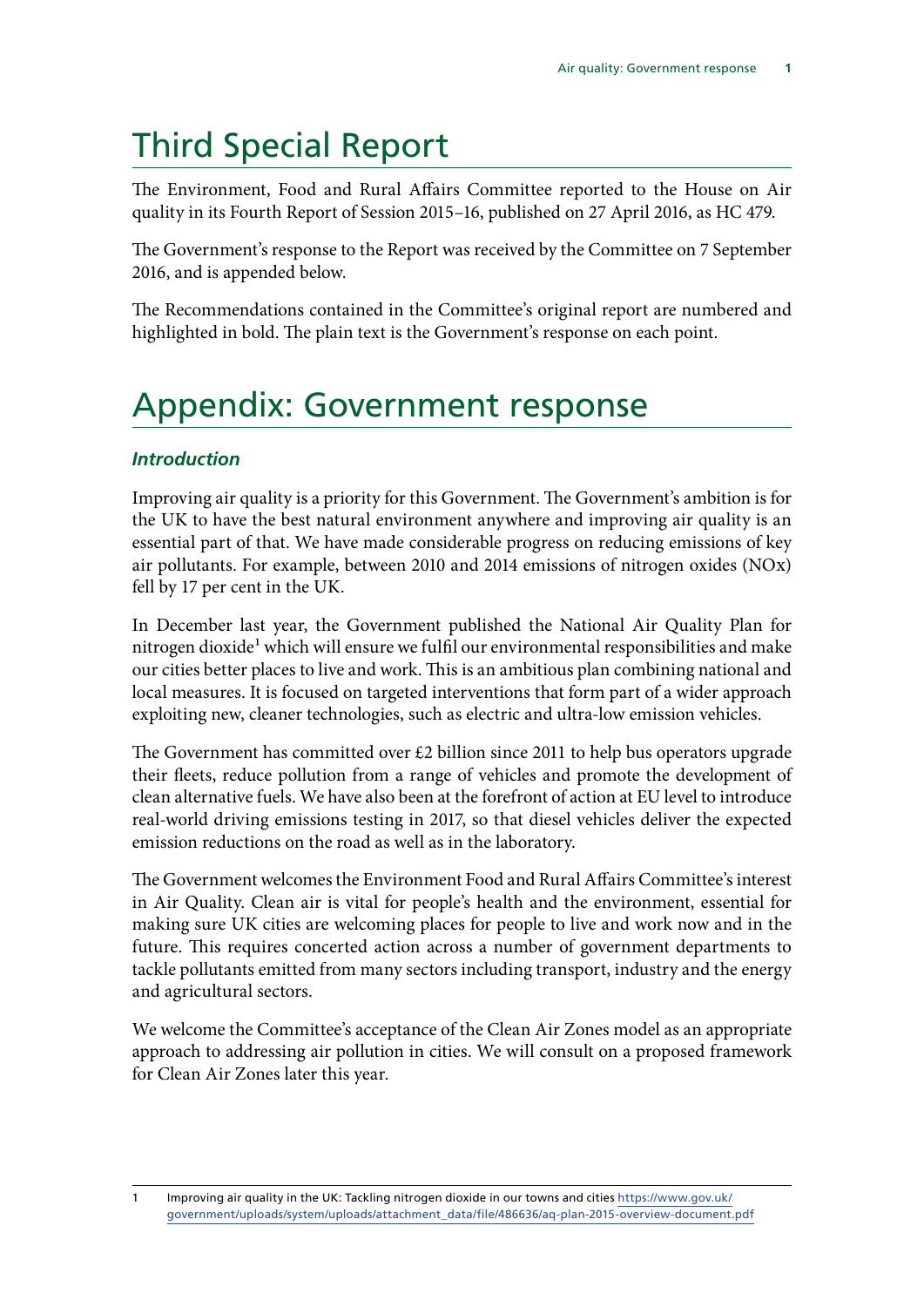# Third Special Report

The Environment, Food and Rural Affairs Committee reported to the House on Air quality in its Fourth Report of Session 2015–16, published on 27 April 2016, as HC 479.

The Government's response to the Report was received by the Committee on 7 September 2016, and is appended below.

The Recommendations contained in the Committee's original report are numbered and highlighted in bold. The plain text is the Government's response on each point.

# Appendix: Government response

### *Introduction*

Improving air quality is a priority for this Government. The Government's ambition is for the UK to have the best natural environment anywhere and improving air quality is an essential part of that. We have made considerable progress on reducing emissions of key air pollutants. For example, between 2010 and 2014 emissions of nitrogen oxides (NOx) fell by 17 per cent in the UK.

In December last year, the Government published the National Air Quality Plan for nitrogen dioxide[1] which will ensure we fulfil our environmental responsibilities and make our cities better places to live and work. This is an ambitious plan combining national and local measures. It is focused on targeted interventions that form part of a wider approach exploiting new, cleaner technologies, such as electric and ultra-low emission vehicles.

The Government has committed over £2 billion since 2011 to help bus operators upgrade their fleets, reduce pollution from a range of vehicles and promote the development of clean alternative fuels. We have also been at the forefront of action at EU level to introduce real-world driving emissions testing in 2017, so that diesel vehicles deliver the expected emission reductions on the road as well as in the laboratory.

The Government welcomes the Environment Food and Rural Affairs Committee's interest in Air Quality. Clean air is vital for people's health and the environment, essential for making sure UK cities are welcoming places for people to live and work now and in the future. This requires concerted action across a number of government departments to tackle pollutants emitted from many sectors including transport, industry and the energy and agricultural sectors.

We welcome the Committee's acceptance of the Clean Air Zones model as an appropriate approach to addressing air pollution in cities. We will consult on a proposed framework for Clean Air Zones later this year.

---

1 Improving air quality in the UK: Tackling nitrogen dioxide in our towns and cities https://www.gov.uk/government/uploads/system/uploads/attachment_data/file/486636/aq-plan-2015-overview-document.pdf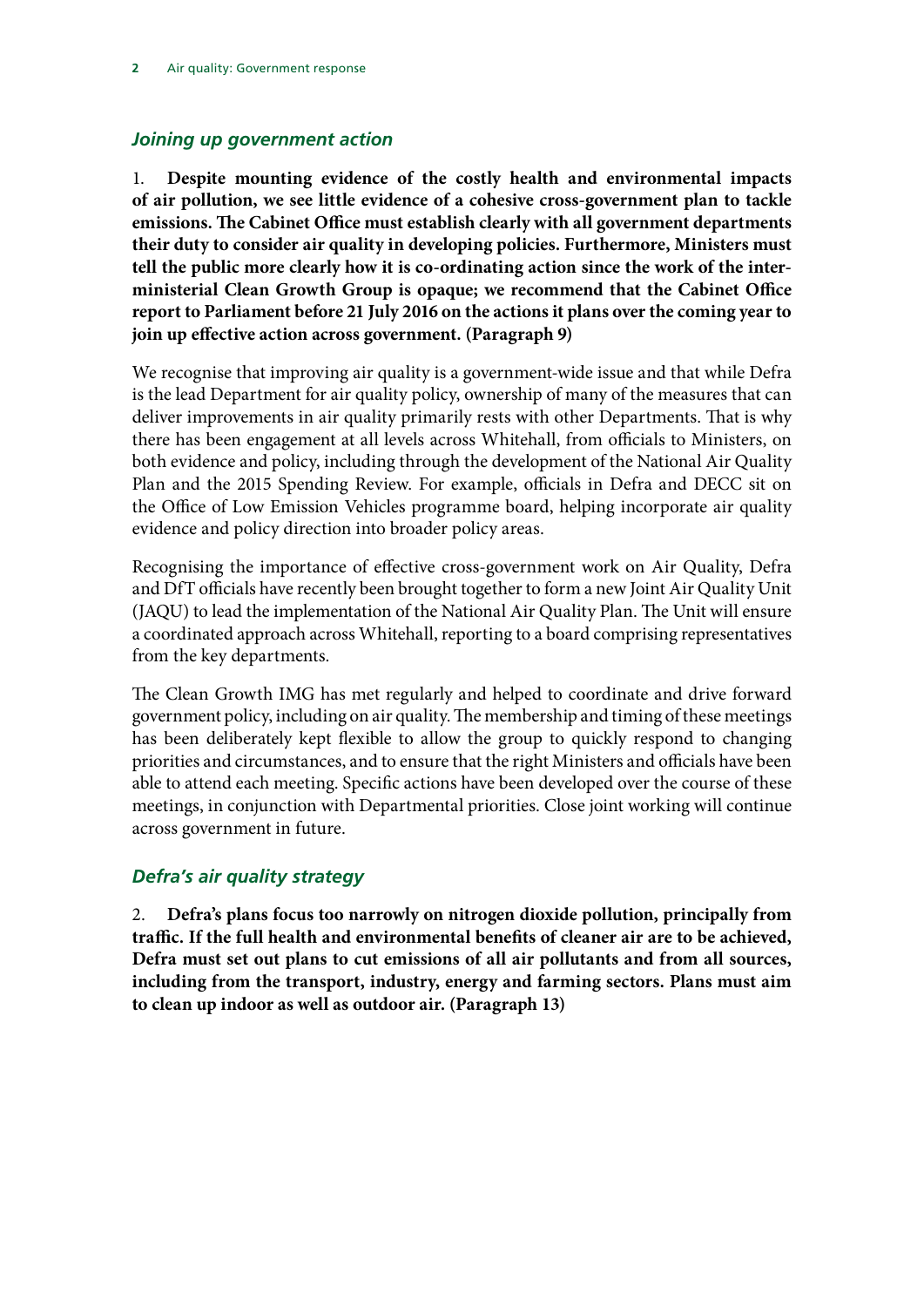### *Joining up government action*

1. **Despite mounting evidence of the costly health and environmental impacts of air pollution, we see little evidence of a cohesive cross-government plan to tackle emissions. The Cabinet Office must establish clearly with all government departments their duty to consider air quality in developing policies. Furthermore, Ministers must tell the public more clearly how it is co-ordinating action since the work of the inter-ministerial Clean Growth Group is opaque; we recommend that the Cabinet Office report to Parliament before 21 July 2016 on the actions it plans over the coming year to join up effective action across government. (Paragraph 9)**

We recognise that improving air quality is a government-wide issue and that while Defra is the lead Department for air quality policy, ownership of many of the measures that can deliver improvements in air quality primarily rests with other Departments. That is why there has been engagement at all levels across Whitehall, from officials to Ministers, on both evidence and policy, including through the development of the National Air Quality Plan and the 2015 Spending Review. For example, officials in Defra and DECC sit on the Office of Low Emission Vehicles programme board, helping incorporate air quality evidence and policy direction into broader policy areas.

Recognising the importance of effective cross-government work on Air Quality, Defra and DfT officials have recently been brought together to form a new Joint Air Quality Unit (JAQU) to lead the implementation of the National Air Quality Plan. The Unit will ensure a coordinated approach across Whitehall, reporting to a board comprising representatives from the key departments.

The Clean Growth IMG has met regularly and helped to coordinate and drive forward government policy, including on air quality. The membership and timing of these meetings has been deliberately kept flexible to allow the group to quickly respond to changing priorities and circumstances, and to ensure that the right Ministers and officials have been able to attend each meeting. Specific actions have been developed over the course of these meetings, in conjunction with Departmental priorities. Close joint working will continue across government in future.

### *Defra's air quality strategy*

2. **Defra's plans focus too narrowly on nitrogen dioxide pollution, principally from traffic. If the full health and environmental benefits of cleaner air are to be achieved, Defra must set out plans to cut emissions of all air pollutants and from all sources, including from the transport, industry, energy and farming sectors. Plans must aim to clean up indoor as well as outdoor air. (Paragraph 13)**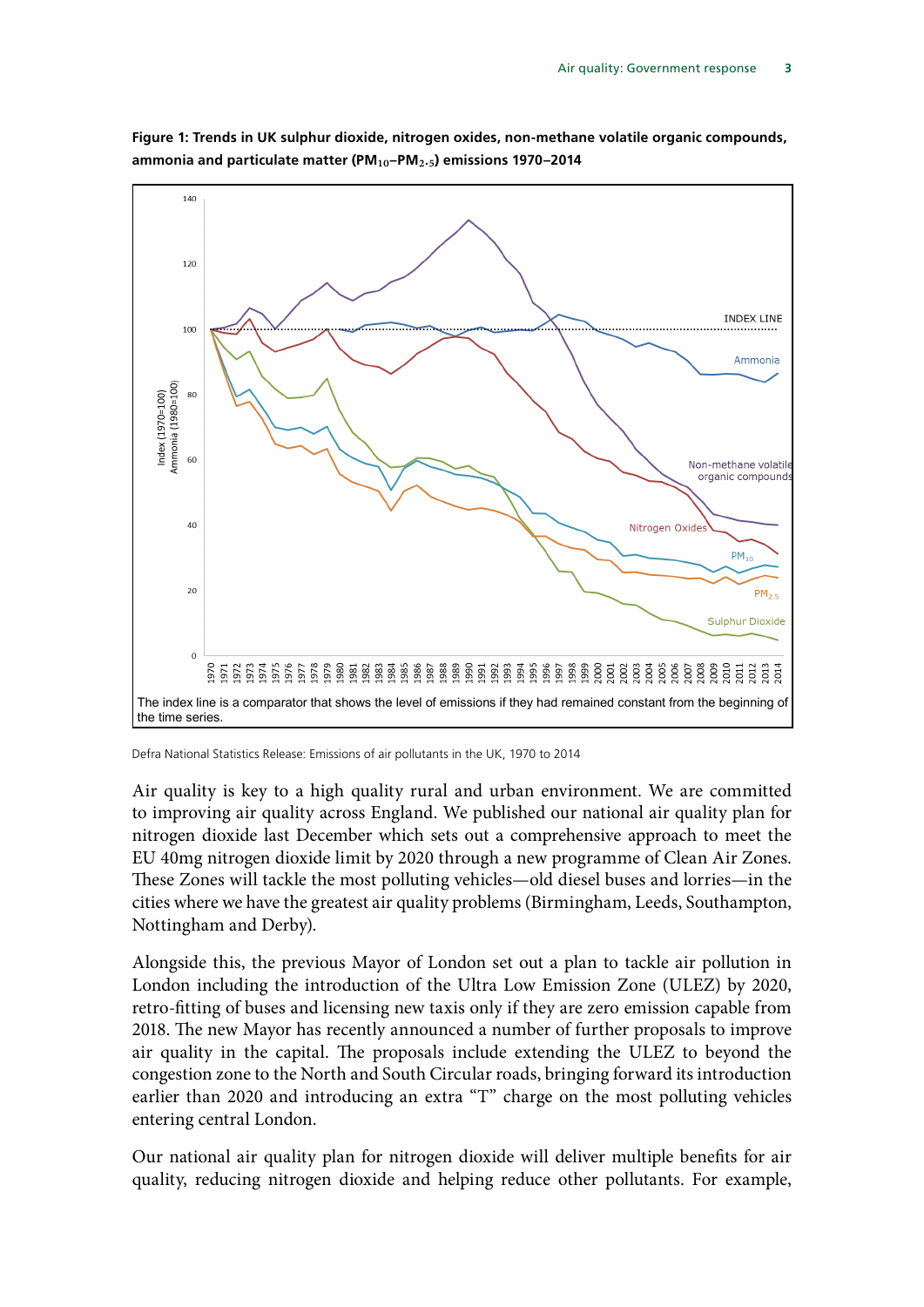**Figure 1: Trends in UK sulphur dioxide, nitrogen oxides, non-methane volatile organic compounds, ammonia and particulate matter ($PM_{10}$–$PM_{2.5}$) emissions 1970–2014**

The index line is a comparator that shows the level of emissions if they had remained constant from the beginning of the time series.

Defra National Statistics Release: Emissions of air pollutants in the UK, 1970 to 2014

Air quality is key to a high quality rural and urban environment. We are committed to improving air quality across England. We published our national air quality plan for nitrogen dioxide last December which sets out a comprehensive approach to meet the EU 40mg nitrogen dioxide limit by 2020 through a new programme of Clean Air Zones. These Zones will tackle the most polluting vehicles—old diesel buses and lorries—in the cities where we have the greatest air quality problems (Birmingham, Leeds, Southampton, Nottingham and Derby).

Alongside this, the previous Mayor of London set out a plan to tackle air pollution in London including the introduction of the Ultra Low Emission Zone (ULEZ) by 2020, retro-fitting of buses and licensing new taxis only if they are zero emission capable from 2018. The new Mayor has recently announced a number of further proposals to improve air quality in the capital. The proposals include extending the ULEZ to beyond the congestion zone to the North and South Circular roads, bringing forward its introduction earlier than 2020 and introducing an extra "T" charge on the most polluting vehicles entering central London.

Our national air quality plan for nitrogen dioxide will deliver multiple benefits for air quality, reducing nitrogen dioxide and helping reduce other pollutants. For example,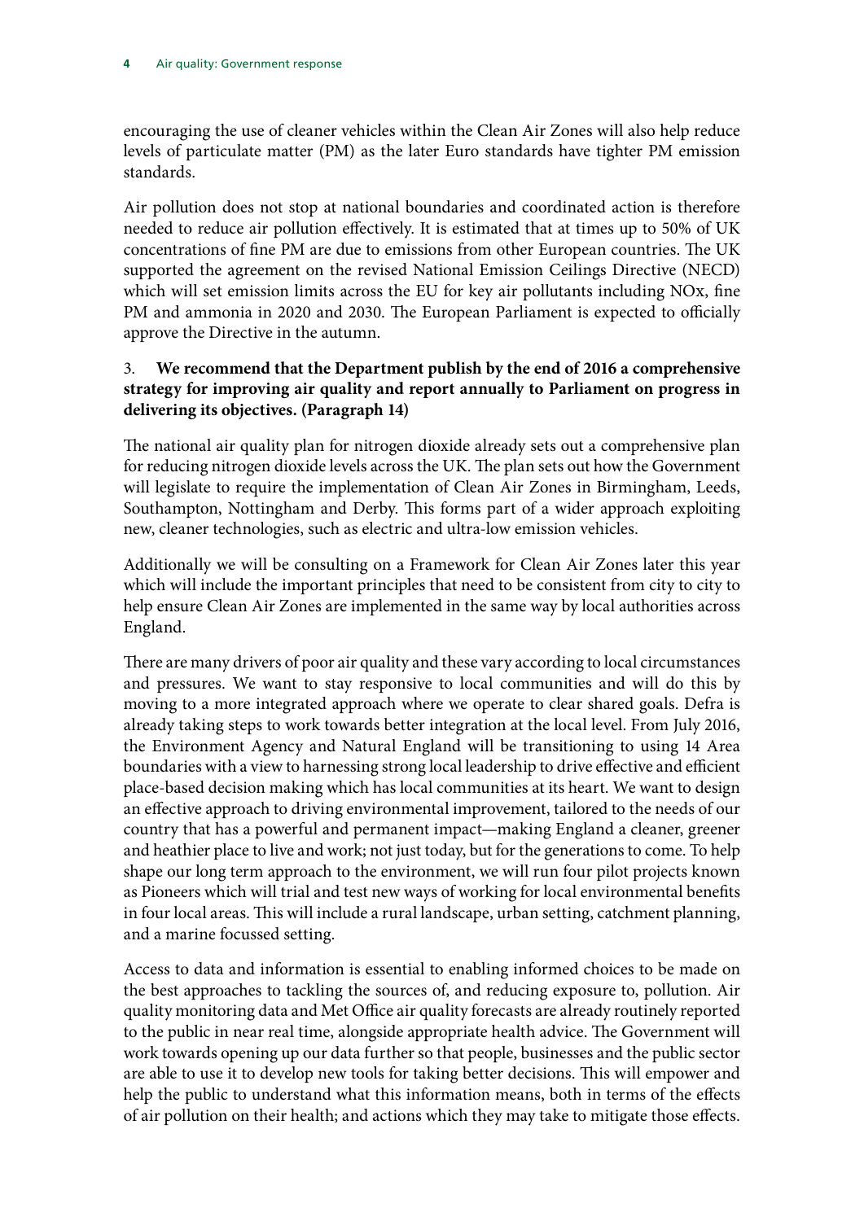encouraging the use of cleaner vehicles within the Clean Air Zones will also help reduce levels of particulate matter (PM) as the later Euro standards have tighter PM emission standards.

Air pollution does not stop at national boundaries and coordinated action is therefore needed to reduce air pollution effectively. It is estimated that at times up to 50% of UK concentrations of fine PM are due to emissions from other European countries. The UK supported the agreement on the revised National Emission Ceilings Directive (NECD) which will set emission limits across the EU for key air pollutants including NOx, fine PM and ammonia in 2020 and 2030. The European Parliament is expected to officially approve the Directive in the autumn.

3. **We recommend that the Department publish by the end of 2016 a comprehensive strategy for improving air quality and report annually to Parliament on progress in delivering its objectives. (Paragraph 14)**

The national air quality plan for nitrogen dioxide already sets out a comprehensive plan for reducing nitrogen dioxide levels across the UK. The plan sets out how the Government will legislate to require the implementation of Clean Air Zones in Birmingham, Leeds, Southampton, Nottingham and Derby. This forms part of a wider approach exploiting new, cleaner technologies, such as electric and ultra-low emission vehicles.

Additionally we will be consulting on a Framework for Clean Air Zones later this year which will include the important principles that need to be consistent from city to city to help ensure Clean Air Zones are implemented in the same way by local authorities across England.

There are many drivers of poor air quality and these vary according to local circumstances and pressures. We want to stay responsive to local communities and will do this by moving to a more integrated approach where we operate to clear shared goals. Defra is already taking steps to work towards better integration at the local level. From July 2016, the Environment Agency and Natural England will be transitioning to using 14 Area boundaries with a view to harnessing strong local leadership to drive effective and efficient place-based decision making which has local communities at its heart. We want to design an effective approach to driving environmental improvement, tailored to the needs of our country that has a powerful and permanent impact—making England a cleaner, greener and heathier place to live and work; not just today, but for the generations to come. To help shape our long term approach to the environment, we will run four pilot projects known as Pioneers which will trial and test new ways of working for local environmental benefits in four local areas. This will include a rural landscape, urban setting, catchment planning, and a marine focussed setting.

Access to data and information is essential to enabling informed choices to be made on the best approaches to tackling the sources of, and reducing exposure to, pollution. Air quality monitoring data and Met Office air quality forecasts are already routinely reported to the public in near real time, alongside appropriate health advice. The Government will work towards opening up our data further so that people, businesses and the public sector are able to use it to develop new tools for taking better decisions. This will empower and help the public to understand what this information means, both in terms of the effects of air pollution on their health; and actions which they may take to mitigate those effects.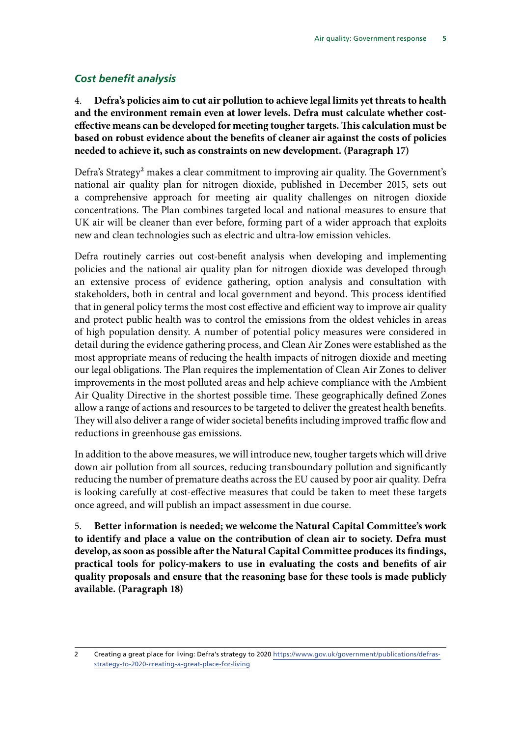### *Cost benefit analysis*

4. **Defra's policies aim to cut air pollution to achieve legal limits yet threats to health and the environment remain even at lower levels. Defra must calculate whether cost-effective means can be developed for meeting tougher targets. This calculation must be based on robust evidence about the benefits of cleaner air against the costs of policies needed to achieve it, such as constraints on new development. (Paragraph 17)**

Defra's Strategy[2] makes a clear commitment to improving air quality. The Government's national air quality plan for nitrogen dioxide, published in December 2015, sets out a comprehensive approach for meeting air quality challenges on nitrogen dioxide concentrations. The Plan combines targeted local and national measures to ensure that UK air will be cleaner than ever before, forming part of a wider approach that exploits new and clean technologies such as electric and ultra-low emission vehicles.

Defra routinely carries out cost-benefit analysis when developing and implementing policies and the national air quality plan for nitrogen dioxide was developed through an extensive process of evidence gathering, option analysis and consultation with stakeholders, both in central and local government and beyond. This process identified that in general policy terms the most cost effective and efficient way to improve air quality and protect public health was to control the emissions from the oldest vehicles in areas of high population density. A number of potential policy measures were considered in detail during the evidence gathering process, and Clean Air Zones were established as the most appropriate means of reducing the health impacts of nitrogen dioxide and meeting our legal obligations. The Plan requires the implementation of Clean Air Zones to deliver improvements in the most polluted areas and help achieve compliance with the Ambient Air Quality Directive in the shortest possible time. These geographically defined Zones allow a range of actions and resources to be targeted to deliver the greatest health benefits. They will also deliver a range of wider societal benefits including improved traffic flow and reductions in greenhouse gas emissions.

In addition to the above measures, we will introduce new, tougher targets which will drive down air pollution from all sources, reducing transboundary pollution and significantly reducing the number of premature deaths across the EU caused by poor air quality. Defra is looking carefully at cost-effective measures that could be taken to meet these targets once agreed, and will publish an impact assessment in due course.

5. **Better information is needed; we welcome the Natural Capital Committee's work to identify and place a value on the contribution of clean air to society. Defra must develop, as soon as possible after the Natural Capital Committee produces its findings, practical tools for policy-makers to use in evaluating the costs and benefits of air quality proposals and ensure that the reasoning base for these tools is made publicly available. (Paragraph 18)**

---

2 Creating a great place for living: Defra's strategy to 2020 https://www.gov.uk/government/publications/defras-strategy-to-2020-creating-a-great-place-for-living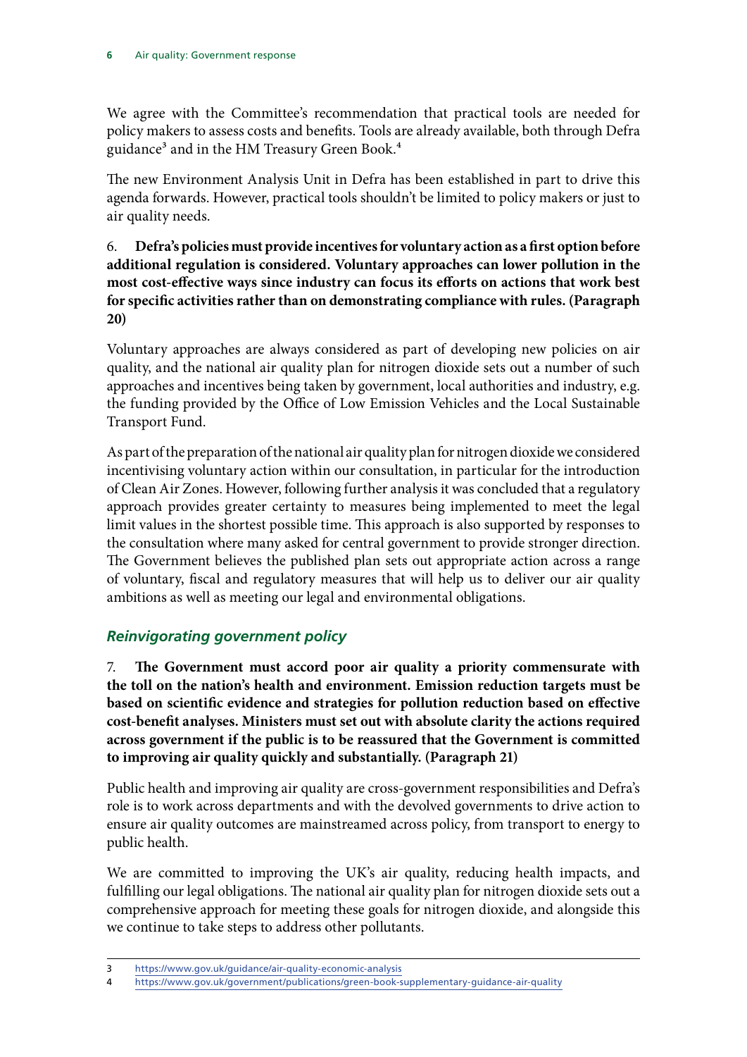We agree with the Committee's recommendation that practical tools are needed for policy makers to assess costs and benefits. Tools are already available, both through Defra guidance[3] and in the HM Treasury Green Book.[4]

The new Environment Analysis Unit in Defra has been established in part to drive this agenda forwards. However, practical tools shouldn't be limited to policy makers or just to air quality needs.

6. **Defra's policies must provide incentives for voluntary action as a first option before additional regulation is considered. Voluntary approaches can lower pollution in the most cost-effective ways since industry can focus its efforts on actions that work best for specific activities rather than on demonstrating compliance with rules. (Paragraph 20)**

Voluntary approaches are always considered as part of developing new policies on air quality, and the national air quality plan for nitrogen dioxide sets out a number of such approaches and incentives being taken by government, local authorities and industry, e.g. the funding provided by the Office of Low Emission Vehicles and the Local Sustainable Transport Fund.

As part of the preparation of the national air quality plan for nitrogen dioxide we considered incentivising voluntary action within our consultation, in particular for the introduction of Clean Air Zones. However, following further analysis it was concluded that a regulatory approach provides greater certainty to measures being implemented to meet the legal limit values in the shortest possible time. This approach is also supported by responses to the consultation where many asked for central government to provide stronger direction. The Government believes the published plan sets out appropriate action across a range of voluntary, fiscal and regulatory measures that will help us to deliver our air quality ambitions as well as meeting our legal and environmental obligations.

### *Reinvigorating government policy*

7. **The Government must accord poor air quality a priority commensurate with the toll on the nation's health and environment. Emission reduction targets must be based on scientific evidence and strategies for pollution reduction based on effective cost-benefit analyses. Ministers must set out with absolute clarity the actions required across government if the public is to be reassured that the Government is committed to improving air quality quickly and substantially. (Paragraph 21)**

Public health and improving air quality are cross-government responsibilities and Defra's role is to work across departments and with the devolved governments to drive action to ensure air quality outcomes are mainstreamed across policy, from transport to energy to public health.

We are committed to improving the UK's air quality, reducing health impacts, and fulfilling our legal obligations. The national air quality plan for nitrogen dioxide sets out a comprehensive approach for meeting these goals for nitrogen dioxide, and alongside this we continue to take steps to address other pollutants.

---

3 https://www.gov.uk/guidance/air-quality-economic-analysis

4 https://www.gov.uk/government/publications/green-book-supplementary-guidance-air-quality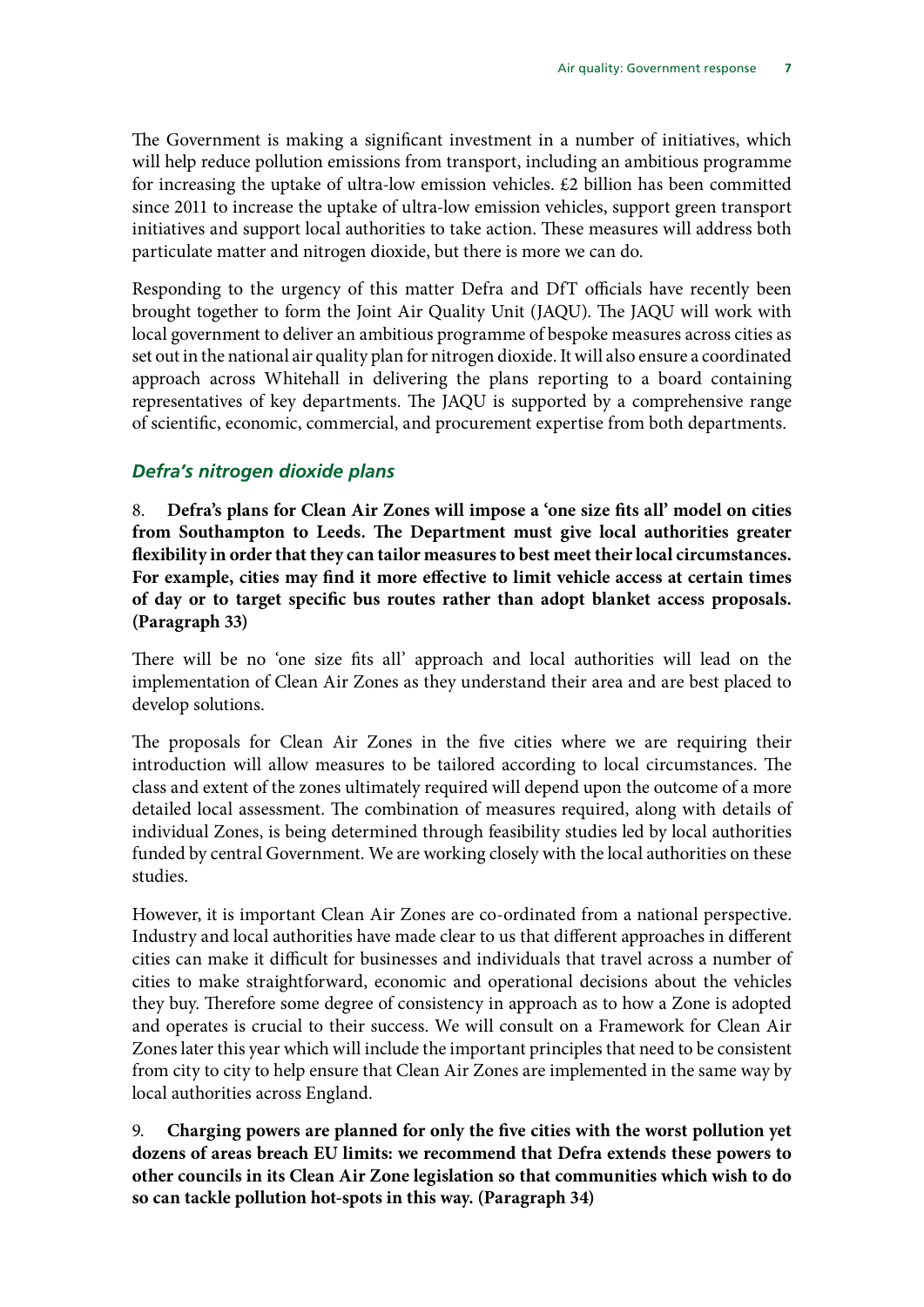The Government is making a significant investment in a number of initiatives, which will help reduce pollution emissions from transport, including an ambitious programme for increasing the uptake of ultra-low emission vehicles. £2 billion has been committed since 2011 to increase the uptake of ultra-low emission vehicles, support green transport initiatives and support local authorities to take action. These measures will address both particulate matter and nitrogen dioxide, but there is more we can do.

Responding to the urgency of this matter Defra and DfT officials have recently been brought together to form the Joint Air Quality Unit (JAQU). The JAQU will work with local government to deliver an ambitious programme of bespoke measures across cities as set out in the national air quality plan for nitrogen dioxide. It will also ensure a coordinated approach across Whitehall in delivering the plans reporting to a board containing representatives of key departments. The JAQU is supported by a comprehensive range of scientific, economic, commercial, and procurement expertise from both departments.

### *Defra's nitrogen dioxide plans*

8. **Defra's plans for Clean Air Zones will impose a 'one size fits all' model on cities from Southampton to Leeds. The Department must give local authorities greater flexibility in order that they can tailor measures to best meet their local circumstances. For example, cities may find it more effective to limit vehicle access at certain times of day or to target specific bus routes rather than adopt blanket access proposals. (Paragraph 33)**

There will be no 'one size fits all' approach and local authorities will lead on the implementation of Clean Air Zones as they understand their area and are best placed to develop solutions.

The proposals for Clean Air Zones in the five cities where we are requiring their introduction will allow measures to be tailored according to local circumstances. The class and extent of the zones ultimately required will depend upon the outcome of a more detailed local assessment. The combination of measures required, along with details of individual Zones, is being determined through feasibility studies led by local authorities funded by central Government. We are working closely with the local authorities on these studies.

However, it is important Clean Air Zones are co-ordinated from a national perspective. Industry and local authorities have made clear to us that different approaches in different cities can make it difficult for businesses and individuals that travel across a number of cities to make straightforward, economic and operational decisions about the vehicles they buy. Therefore some degree of consistency in approach as to how a Zone is adopted and operates is crucial to their success. We will consult on a Framework for Clean Air Zones later this year which will include the important principles that need to be consistent from city to city to help ensure that Clean Air Zones are implemented in the same way by local authorities across England.

9. **Charging powers are planned for only the five cities with the worst pollution yet dozens of areas breach EU limits: we recommend that Defra extends these powers to other councils in its Clean Air Zone legislation so that communities which wish to do so can tackle pollution hot-spots in this way. (Paragraph 34)**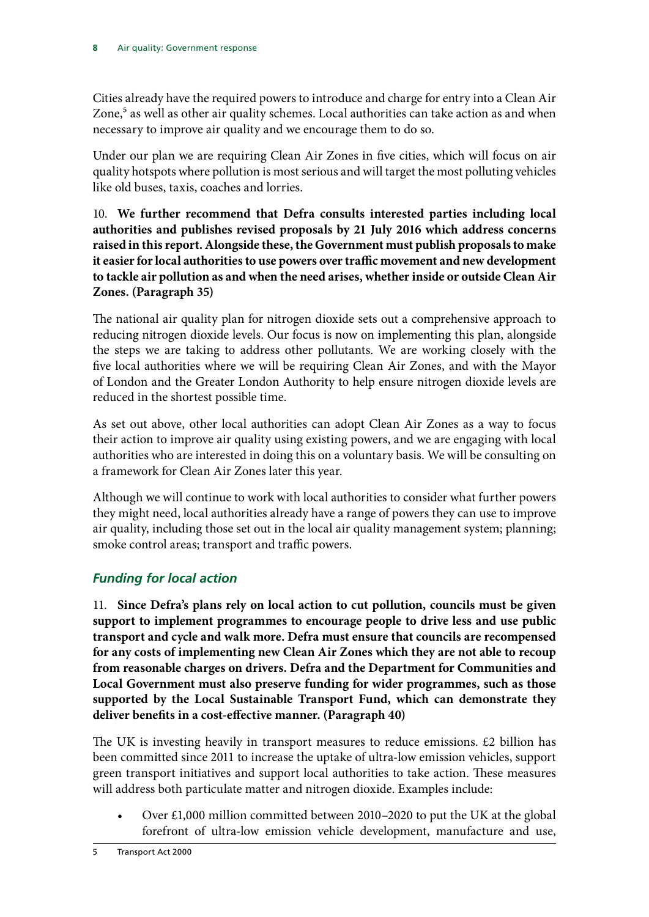Cities already have the required powers to introduce and charge for entry into a Clean Air Zone,[5] as well as other air quality schemes. Local authorities can take action as and when necessary to improve air quality and we encourage them to do so.

Under our plan we are requiring Clean Air Zones in five cities, which will focus on air quality hotspots where pollution is most serious and will target the most polluting vehicles like old buses, taxis, coaches and lorries.

10. **We further recommend that Defra consults interested parties including local authorities and publishes revised proposals by 21 July 2016 which address concerns raised in this report. Alongside these, the Government must publish proposals to make it easier for local authorities to use powers over traffic movement and new development to tackle air pollution as and when the need arises, whether inside or outside Clean Air Zones. (Paragraph 35)**

The national air quality plan for nitrogen dioxide sets out a comprehensive approach to reducing nitrogen dioxide levels. Our focus is now on implementing this plan, alongside the steps we are taking to address other pollutants. We are working closely with the five local authorities where we will be requiring Clean Air Zones, and with the Mayor of London and the Greater London Authority to help ensure nitrogen dioxide levels are reduced in the shortest possible time.

As set out above, other local authorities can adopt Clean Air Zones as a way to focus their action to improve air quality using existing powers, and we are engaging with local authorities who are interested in doing this on a voluntary basis. We will be consulting on a framework for Clean Air Zones later this year.

Although we will continue to work with local authorities to consider what further powers they might need, local authorities already have a range of powers they can use to improve air quality, including those set out in the local air quality management system; planning; smoke control areas; transport and traffic powers.

### *Funding for local action*

11. **Since Defra's plans rely on local action to cut pollution, councils must be given support to implement programmes to encourage people to drive less and use public transport and cycle and walk more. Defra must ensure that councils are recompensed for any costs of implementing new Clean Air Zones which they are not able to recoup from reasonable charges on drivers. Defra and the Department for Communities and Local Government must also preserve funding for wider programmes, such as those supported by the Local Sustainable Transport Fund, which can demonstrate they deliver benefits in a cost-effective manner. (Paragraph 40)**

The UK is investing heavily in transport measures to reduce emissions. £2 billion has been committed since 2011 to increase the uptake of ultra-low emission vehicles, support green transport initiatives and support local authorities to take action. These measures will address both particulate matter and nitrogen dioxide. Examples include:

- Over £1,000 million committed between 2010–2020 to put the UK at the global forefront of ultra-low emission vehicle development, manufacture and use,

5 Transport Act 2000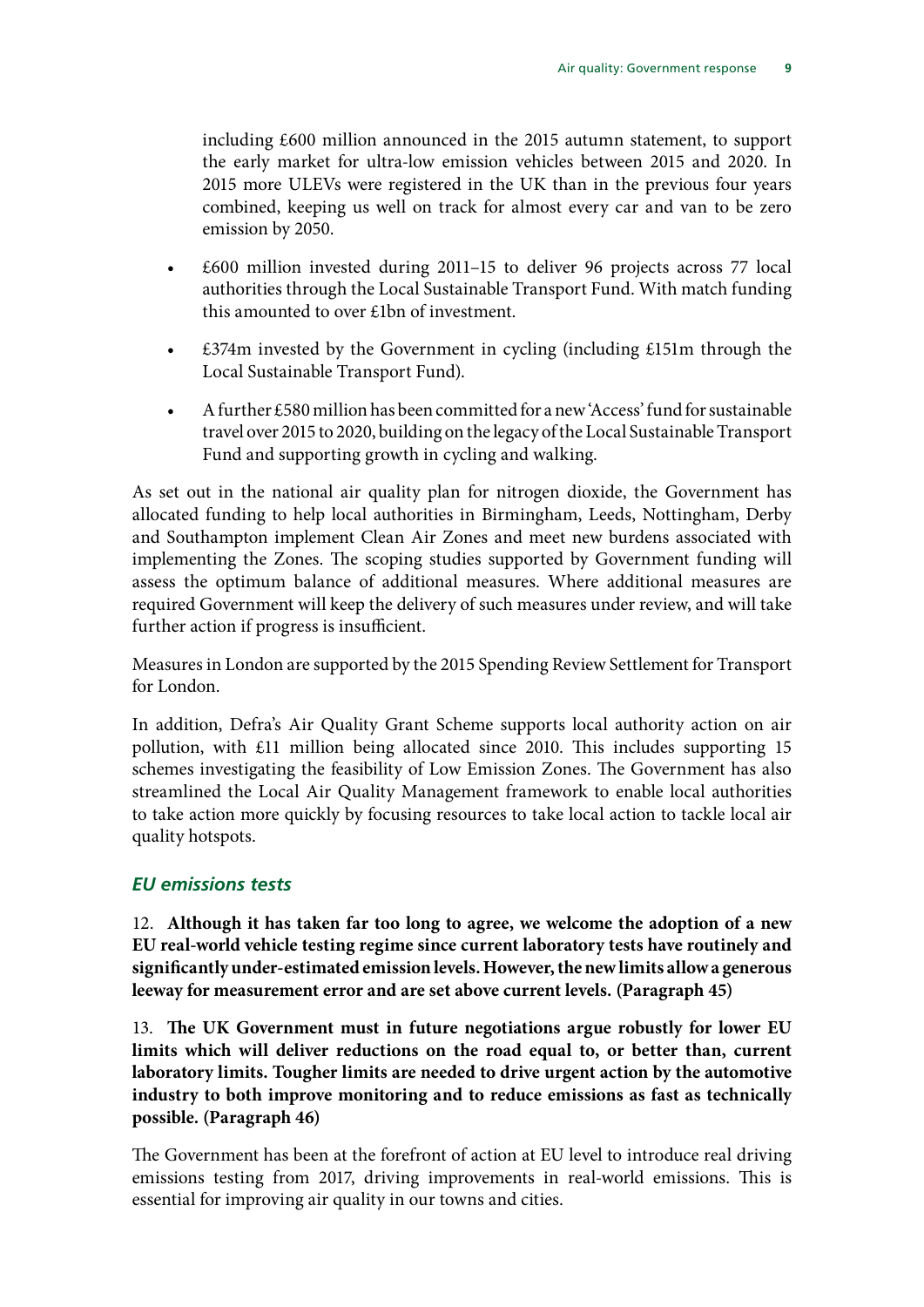including £600 million announced in the 2015 autumn statement, to support the early market for ultra-low emission vehicles between 2015 and 2020. In 2015 more ULEVs were registered in the UK than in the previous four years combined, keeping us well on track for almost every car and van to be zero emission by 2050.

- £600 million invested during 2011–15 to deliver 96 projects across 77 local authorities through the Local Sustainable Transport Fund. With match funding this amounted to over £1bn of investment.
- £374m invested by the Government in cycling (including £151m through the Local Sustainable Transport Fund).
- A further £580 million has been committed for a new 'Access' fund for sustainable travel over 2015 to 2020, building on the legacy of the Local Sustainable Transport Fund and supporting growth in cycling and walking.

As set out in the national air quality plan for nitrogen dioxide, the Government has allocated funding to help local authorities in Birmingham, Leeds, Nottingham, Derby and Southampton implement Clean Air Zones and meet new burdens associated with implementing the Zones. The scoping studies supported by Government funding will assess the optimum balance of additional measures. Where additional measures are required Government will keep the delivery of such measures under review, and will take further action if progress is insufficient.

Measures in London are supported by the 2015 Spending Review Settlement for Transport for London.

In addition, Defra's Air Quality Grant Scheme supports local authority action on air pollution, with £11 million being allocated since 2010. This includes supporting 15 schemes investigating the feasibility of Low Emission Zones. The Government has also streamlined the Local Air Quality Management framework to enable local authorities to take action more quickly by focusing resources to take local action to tackle local air quality hotspots.

### *EU emissions tests*

12. **Although it has taken far too long to agree, we welcome the adoption of a new EU real-world vehicle testing regime since current laboratory tests have routinely and significantly under-estimated emission levels. However, the new limits allow a generous leeway for measurement error and are set above current levels. (Paragraph 45)**

13. **The UK Government must in future negotiations argue robustly for lower EU limits which will deliver reductions on the road equal to, or better than, current laboratory limits. Tougher limits are needed to drive urgent action by the automotive industry to both improve monitoring and to reduce emissions as fast as technically possible. (Paragraph 46)**

The Government has been at the forefront of action at EU level to introduce real driving emissions testing from 2017, driving improvements in real-world emissions. This is essential for improving air quality in our towns and cities.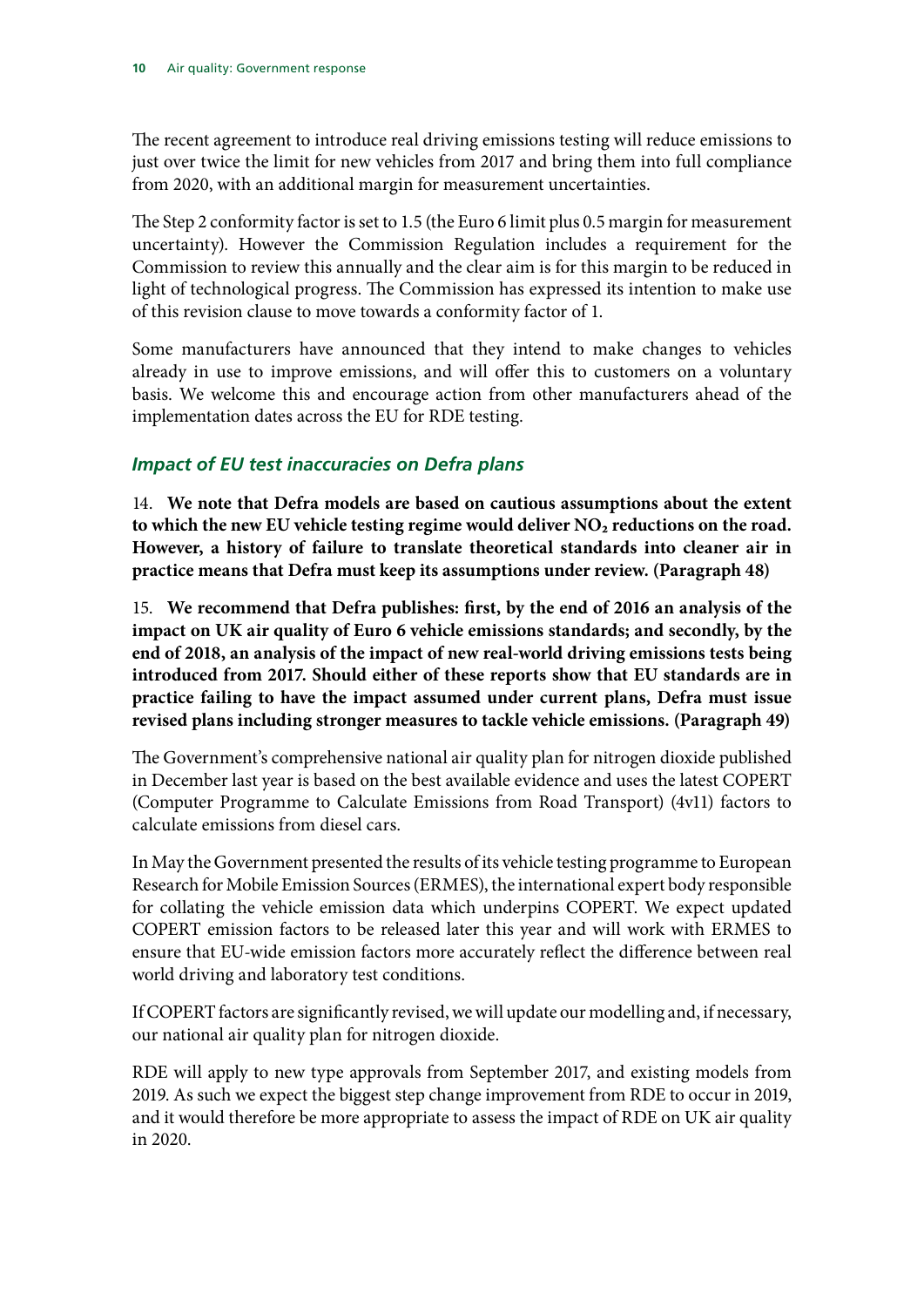The recent agreement to introduce real driving emissions testing will reduce emissions to just over twice the limit for new vehicles from 2017 and bring them into full compliance from 2020, with an additional margin for measurement uncertainties.

The Step 2 conformity factor is set to 1.5 (the Euro 6 limit plus 0.5 margin for measurement uncertainty). However the Commission Regulation includes a requirement for the Commission to review this annually and the clear aim is for this margin to be reduced in light of technological progress. The Commission has expressed its intention to make use of this revision clause to move towards a conformity factor of 1.

Some manufacturers have announced that they intend to make changes to vehicles already in use to improve emissions, and will offer this to customers on a voluntary basis. We welcome this and encourage action from other manufacturers ahead of the implementation dates across the EU for RDE testing.

### *Impact of EU test inaccuracies on Defra plans*

14. **We note that Defra models are based on cautious assumptions about the extent to which the new EU vehicle testing regime would deliver $NO_2$ reductions on the road. However, a history of failure to translate theoretical standards into cleaner air in practice means that Defra must keep its assumptions under review. (Paragraph 48)**

15. **We recommend that Defra publishes: first, by the end of 2016 an analysis of the impact on UK air quality of Euro 6 vehicle emissions standards; and secondly, by the end of 2018, an analysis of the impact of new real-world driving emissions tests being introduced from 2017. Should either of these reports show that EU standards are in practice failing to have the impact assumed under current plans, Defra must issue revised plans including stronger measures to tackle vehicle emissions. (Paragraph 49)**

The Government's comprehensive national air quality plan for nitrogen dioxide published in December last year is based on the best available evidence and uses the latest COPERT (Computer Programme to Calculate Emissions from Road Transport) (4v11) factors to calculate emissions from diesel cars.

In May the Government presented the results of its vehicle testing programme to European Research for Mobile Emission Sources (ERMES), the international expert body responsible for collating the vehicle emission data which underpins COPERT. We expect updated COPERT emission factors to be released later this year and will work with ERMES to ensure that EU-wide emission factors more accurately reflect the difference between real world driving and laboratory test conditions.

If COPERT factors are significantly revised, we will update our modelling and, if necessary, our national air quality plan for nitrogen dioxide.

RDE will apply to new type approvals from September 2017, and existing models from 2019. As such we expect the biggest step change improvement from RDE to occur in 2019, and it would therefore be more appropriate to assess the impact of RDE on UK air quality in 2020.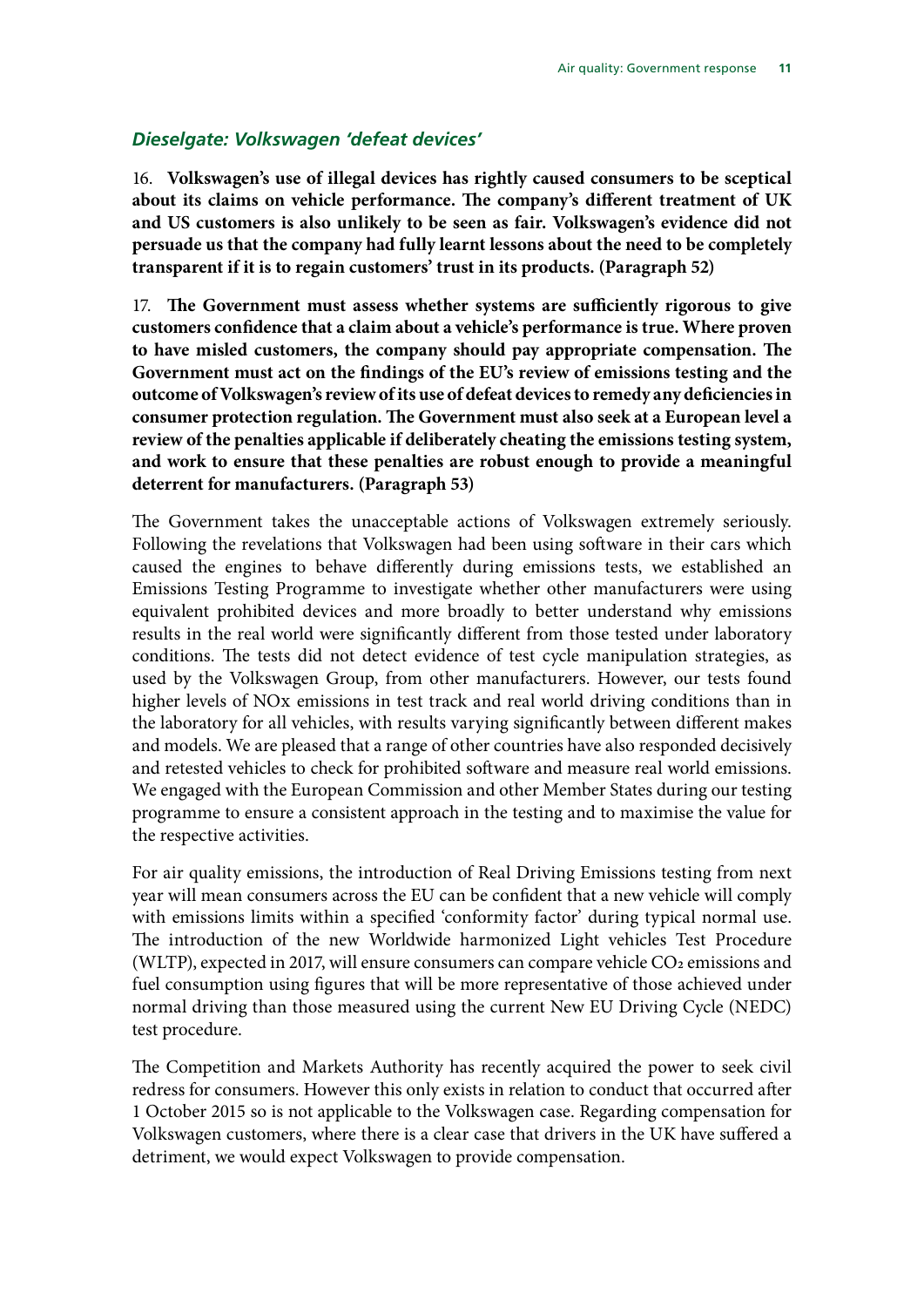### *Dieselgate: Volkswagen 'defeat devices'*

16. **Volkswagen's use of illegal devices has rightly caused consumers to be sceptical about its claims on vehicle performance. The company's different treatment of UK and US customers is also unlikely to be seen as fair. Volkswagen's evidence did not persuade us that the company had fully learnt lessons about the need to be completely transparent if it is to regain customers' trust in its products. (Paragraph 52)**

17. **The Government must assess whether systems are sufficiently rigorous to give customers confidence that a claim about a vehicle's performance is true. Where proven to have misled customers, the company should pay appropriate compensation. The Government must act on the findings of the EU's review of emissions testing and the outcome of Volkswagen's review of its use of defeat devices to remedy any deficiencies in consumer protection regulation. The Government must also seek at a European level a review of the penalties applicable if deliberately cheating the emissions testing system, and work to ensure that these penalties are robust enough to provide a meaningful deterrent for manufacturers. (Paragraph 53)**

The Government takes the unacceptable actions of Volkswagen extremely seriously. Following the revelations that Volkswagen had been using software in their cars which caused the engines to behave differently during emissions tests, we established an Emissions Testing Programme to investigate whether other manufacturers were using equivalent prohibited devices and more broadly to better understand why emissions results in the real world were significantly different from those tested under laboratory conditions. The tests did not detect evidence of test cycle manipulation strategies, as used by the Volkswagen Group, from other manufacturers. However, our tests found higher levels of NOx emissions in test track and real world driving conditions than in the laboratory for all vehicles, with results varying significantly between different makes and models. We are pleased that a range of other countries have also responded decisively and retested vehicles to check for prohibited software and measure real world emissions. We engaged with the European Commission and other Member States during our testing programme to ensure a consistent approach in the testing and to maximise the value for the respective activities.

For air quality emissions, the introduction of Real Driving Emissions testing from next year will mean consumers across the EU can be confident that a new vehicle will comply with emissions limits within a specified 'conformity factor' during typical normal use. The introduction of the new Worldwide harmonized Light vehicles Test Procedure (WLTP), expected in 2017, will ensure consumers can compare vehicle $CO_2$ emissions and fuel consumption using figures that will be more representative of those achieved under normal driving than those measured using the current New EU Driving Cycle (NEDC) test procedure.

The Competition and Markets Authority has recently acquired the power to seek civil redress for consumers. However this only exists in relation to conduct that occurred after 1 October 2015 so is not applicable to the Volkswagen case. Regarding compensation for Volkswagen customers, where there is a clear case that drivers in the UK have suffered a detriment, we would expect Volkswagen to provide compensation.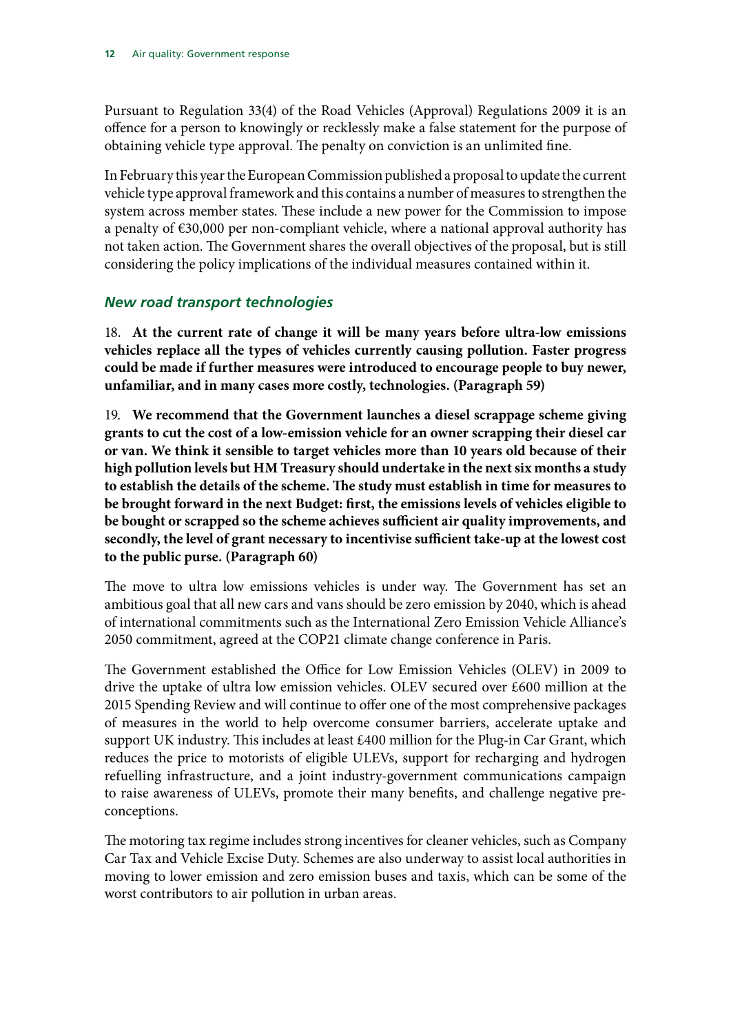Pursuant to Regulation 33(4) of the Road Vehicles (Approval) Regulations 2009 it is an offence for a person to knowingly or recklessly make a false statement for the purpose of obtaining vehicle type approval. The penalty on conviction is an unlimited fine.

In February this year the European Commission published a proposal to update the current vehicle type approval framework and this contains a number of measures to strengthen the system across member states. These include a new power for the Commission to impose a penalty of €30,000 per non-compliant vehicle, where a national approval authority has not taken action. The Government shares the overall objectives of the proposal, but is still considering the policy implications of the individual measures contained within it.

### *New road transport technologies*

18. **At the current rate of change it will be many years before ultra-low emissions vehicles replace all the types of vehicles currently causing pollution. Faster progress could be made if further measures were introduced to encourage people to buy newer, unfamiliar, and in many cases more costly, technologies. (Paragraph 59)**

19. **We recommend that the Government launches a diesel scrappage scheme giving grants to cut the cost of a low-emission vehicle for an owner scrapping their diesel car or van. We think it sensible to target vehicles more than 10 years old because of their high pollution levels but HM Treasury should undertake in the next six months a study to establish the details of the scheme. The study must establish in time for measures to be brought forward in the next Budget: first, the emissions levels of vehicles eligible to be bought or scrapped so the scheme achieves sufficient air quality improvements, and secondly, the level of grant necessary to incentivise sufficient take-up at the lowest cost to the public purse. (Paragraph 60)**

The move to ultra low emissions vehicles is under way. The Government has set an ambitious goal that all new cars and vans should be zero emission by 2040, which is ahead of international commitments such as the International Zero Emission Vehicle Alliance's 2050 commitment, agreed at the COP21 climate change conference in Paris.

The Government established the Office for Low Emission Vehicles (OLEV) in 2009 to drive the uptake of ultra low emission vehicles. OLEV secured over £600 million at the 2015 Spending Review and will continue to offer one of the most comprehensive packages of measures in the world to help overcome consumer barriers, accelerate uptake and support UK industry. This includes at least £400 million for the Plug-in Car Grant, which reduces the price to motorists of eligible ULEVs, support for recharging and hydrogen refuelling infrastructure, and a joint industry-government communications campaign to raise awareness of ULEVs, promote their many benefits, and challenge negative pre-conceptions.

The motoring tax regime includes strong incentives for cleaner vehicles, such as Company Car Tax and Vehicle Excise Duty. Schemes are also underway to assist local authorities in moving to lower emission and zero emission buses and taxis, which can be some of the worst contributors to air pollution in urban areas.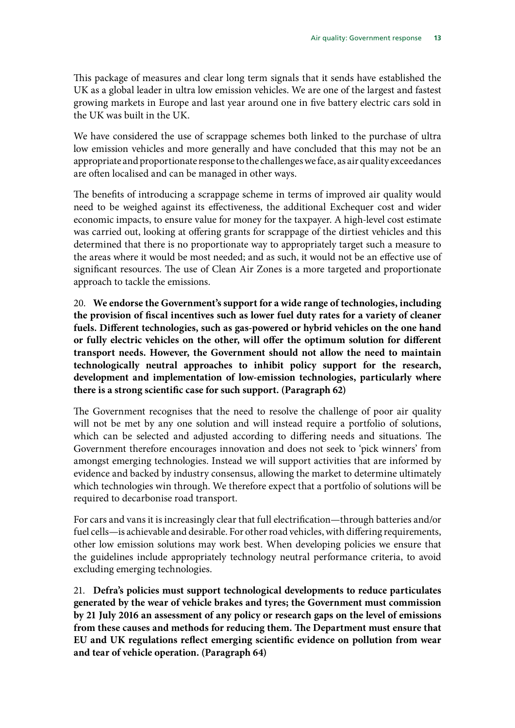This package of measures and clear long term signals that it sends have established the UK as a global leader in ultra low emission vehicles. We are one of the largest and fastest growing markets in Europe and last year around one in five battery electric cars sold in the UK was built in the UK.

We have considered the use of scrappage schemes both linked to the purchase of ultra low emission vehicles and more generally and have concluded that this may not be an appropriate and proportionate response to the challenges we face, as air quality exceedances are often localised and can be managed in other ways.

The benefits of introducing a scrappage scheme in terms of improved air quality would need to be weighed against its effectiveness, the additional Exchequer cost and wider economic impacts, to ensure value for money for the taxpayer. A high-level cost estimate was carried out, looking at offering grants for scrappage of the dirtiest vehicles and this determined that there is no proportionate way to appropriately target such a measure to the areas where it would be most needed; and as such, it would not be an effective use of significant resources. The use of Clean Air Zones is a more targeted and proportionate approach to tackle the emissions.

20. **We endorse the Government's support for a wide range of technologies, including the provision of fiscal incentives such as lower fuel duty rates for a variety of cleaner fuels. Different technologies, such as gas-powered or hybrid vehicles on the one hand or fully electric vehicles on the other, will offer the optimum solution for different transport needs. However, the Government should not allow the need to maintain technologically neutral approaches to inhibit policy support for the research, development and implementation of low-emission technologies, particularly where there is a strong scientific case for such support. (Paragraph 62)**

The Government recognises that the need to resolve the challenge of poor air quality will not be met by any one solution and will instead require a portfolio of solutions, which can be selected and adjusted according to differing needs and situations. The Government therefore encourages innovation and does not seek to 'pick winners' from amongst emerging technologies. Instead we will support activities that are informed by evidence and backed by industry consensus, allowing the market to determine ultimately which technologies win through. We therefore expect that a portfolio of solutions will be required to decarbonise road transport.

For cars and vans it is increasingly clear that full electrification—through batteries and/or fuel cells—is achievable and desirable. For other road vehicles, with differing requirements, other low emission solutions may work best. When developing policies we ensure that the guidelines include appropriately technology neutral performance criteria, to avoid excluding emerging technologies.

21. **Defra's policies must support technological developments to reduce particulates generated by the wear of vehicle brakes and tyres; the Government must commission by 21 July 2016 an assessment of any policy or research gaps on the level of emissions from these causes and methods for reducing them. The Department must ensure that EU and UK regulations reflect emerging scientific evidence on pollution from wear and tear of vehicle operation. (Paragraph 64)**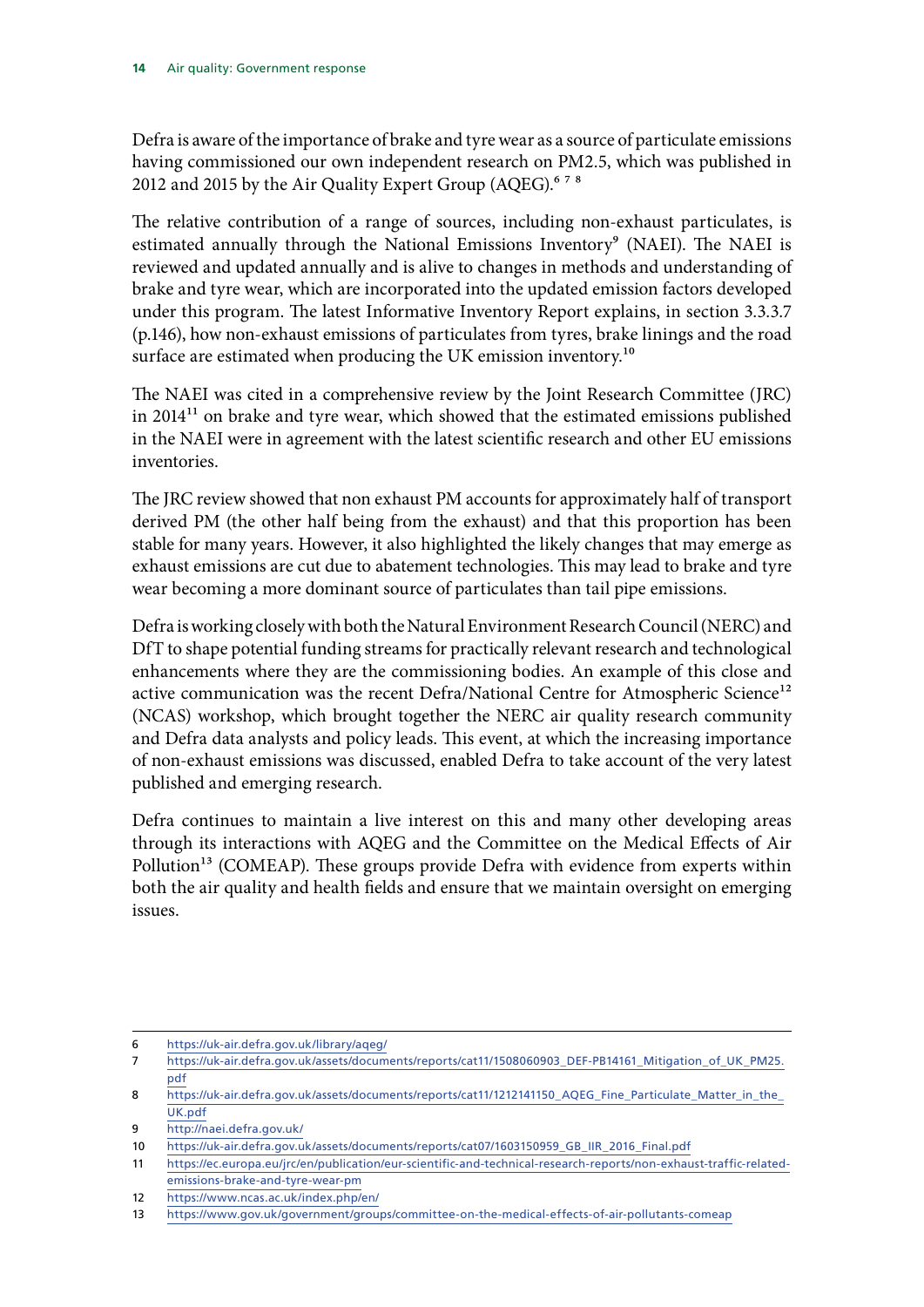Defra is aware of the importance of brake and tyre wear as a source of particulate emissions having commissioned our own independent research on PM2.5, which was published in 2012 and 2015 by the Air Quality Expert Group (AQEG).[6 7 8]

The relative contribution of a range of sources, including non-exhaust particulates, is estimated annually through the National Emissions Inventory[9] (NAEI). The NAEI is reviewed and updated annually and is alive to changes in methods and understanding of brake and tyre wear, which are incorporated into the updated emission factors developed under this program. The latest Informative Inventory Report explains, in section 3.3.3.7 (p.146), how non-exhaust emissions of particulates from tyres, brake linings and the road surface are estimated when producing the UK emission inventory.[10]

The NAEI was cited in a comprehensive review by the Joint Research Committee (JRC) in 2014[11] on brake and tyre wear, which showed that the estimated emissions published in the NAEI were in agreement with the latest scientific research and other EU emissions inventories.

The JRC review showed that non exhaust PM accounts for approximately half of transport derived PM (the other half being from the exhaust) and that this proportion has been stable for many years. However, it also highlighted the likely changes that may emerge as exhaust emissions are cut due to abatement technologies. This may lead to brake and tyre wear becoming a more dominant source of particulates than tail pipe emissions.

Defra is working closely with both the Natural Environment Research Council (NERC) and DfT to shape potential funding streams for practically relevant research and technological enhancements where they are the commissioning bodies. An example of this close and active communication was the recent Defra/National Centre for Atmospheric Science[12] (NCAS) workshop, which brought together the NERC air quality research community and Defra data analysts and policy leads. This event, at which the increasing importance of non-exhaust emissions was discussed, enabled Defra to take account of the very latest published and emerging research.

Defra continues to maintain a live interest on this and many other developing areas through its interactions with AQEG and the Committee on the Medical Effects of Air Pollution[13] (COMEAP). These groups provide Defra with evidence from experts within both the air quality and health fields and ensure that we maintain oversight on emerging issues.

---

6 https://uk-air.defra.gov.uk/library/aqeg/

7 https://uk-air.defra.gov.uk/assets/documents/reports/cat11/1508060903_DEF-PB14161_Mitigation_of_UK_PM25.pdf

8 https://uk-air.defra.gov.uk/assets/documents/reports/cat11/1212141150_AQEG_Fine_Particulate_Matter_in_the_UK.pdf

9 http://naei.defra.gov.uk/

10 https://uk-air.defra.gov.uk/assets/documents/reports/cat07/1603150959_GB_IIR_2016_Final.pdf

11 https://ec.europa.eu/jrc/en/publication/eur-scientific-and-technical-research-reports/non-exhaust-traffic-related-emissions-brake-and-tyre-wear-pm

12 https://www.ncas.ac.uk/index.php/en/

13 https://www.gov.uk/government/groups/committee-on-the-medical-effects-of-air-pollutants-comeap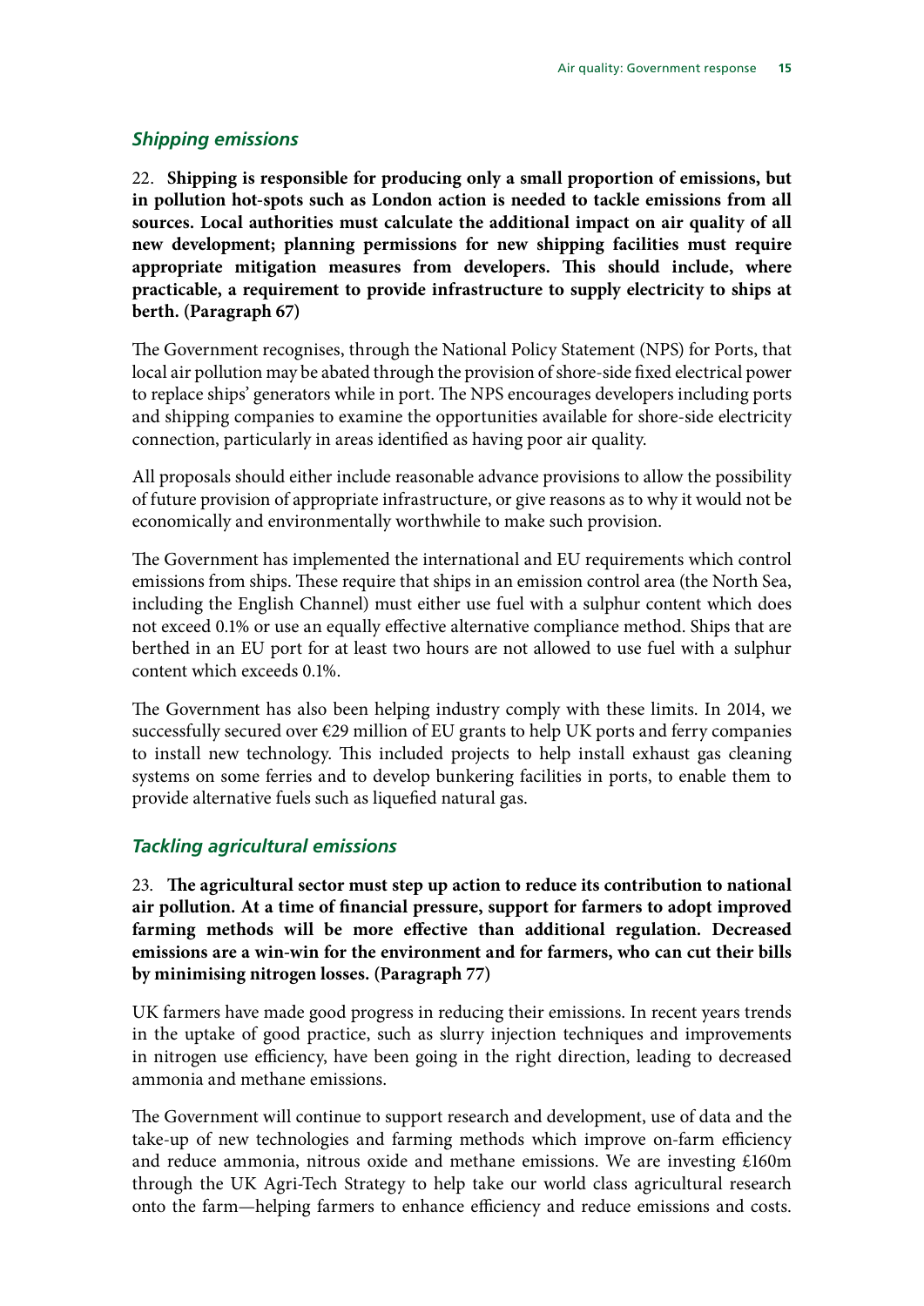### *Shipping emissions*

22. **Shipping is responsible for producing only a small proportion of emissions, but in pollution hot-spots such as London action is needed to tackle emissions from all sources. Local authorities must calculate the additional impact on air quality of all new development; planning permissions for new shipping facilities must require appropriate mitigation measures from developers. This should include, where practicable, a requirement to provide infrastructure to supply electricity to ships at berth. (Paragraph 67)**

The Government recognises, through the National Policy Statement (NPS) for Ports, that local air pollution may be abated through the provision of shore-side fixed electrical power to replace ships' generators while in port. The NPS encourages developers including ports and shipping companies to examine the opportunities available for shore-side electricity connection, particularly in areas identified as having poor air quality.

All proposals should either include reasonable advance provisions to allow the possibility of future provision of appropriate infrastructure, or give reasons as to why it would not be economically and environmentally worthwhile to make such provision.

The Government has implemented the international and EU requirements which control emissions from ships. These require that ships in an emission control area (the North Sea, including the English Channel) must either use fuel with a sulphur content which does not exceed 0.1% or use an equally effective alternative compliance method. Ships that are berthed in an EU port for at least two hours are not allowed to use fuel with a sulphur content which exceeds 0.1%.

The Government has also been helping industry comply with these limits. In 2014, we successfully secured over €29 million of EU grants to help UK ports and ferry companies to install new technology. This included projects to help install exhaust gas cleaning systems on some ferries and to develop bunkering facilities in ports, to enable them to provide alternative fuels such as liquefied natural gas.

### *Tackling agricultural emissions*

23. **The agricultural sector must step up action to reduce its contribution to national air pollution. At a time of financial pressure, support for farmers to adopt improved farming methods will be more effective than additional regulation. Decreased emissions are a win-win for the environment and for farmers, who can cut their bills by minimising nitrogen losses. (Paragraph 77)**

UK farmers have made good progress in reducing their emissions. In recent years trends in the uptake of good practice, such as slurry injection techniques and improvements in nitrogen use efficiency, have been going in the right direction, leading to decreased ammonia and methane emissions.

The Government will continue to support research and development, use of data and the take-up of new technologies and farming methods which improve on-farm efficiency and reduce ammonia, nitrous oxide and methane emissions. We are investing £160m through the UK Agri-Tech Strategy to help take our world class agricultural research onto the farm—helping farmers to enhance efficiency and reduce emissions and costs.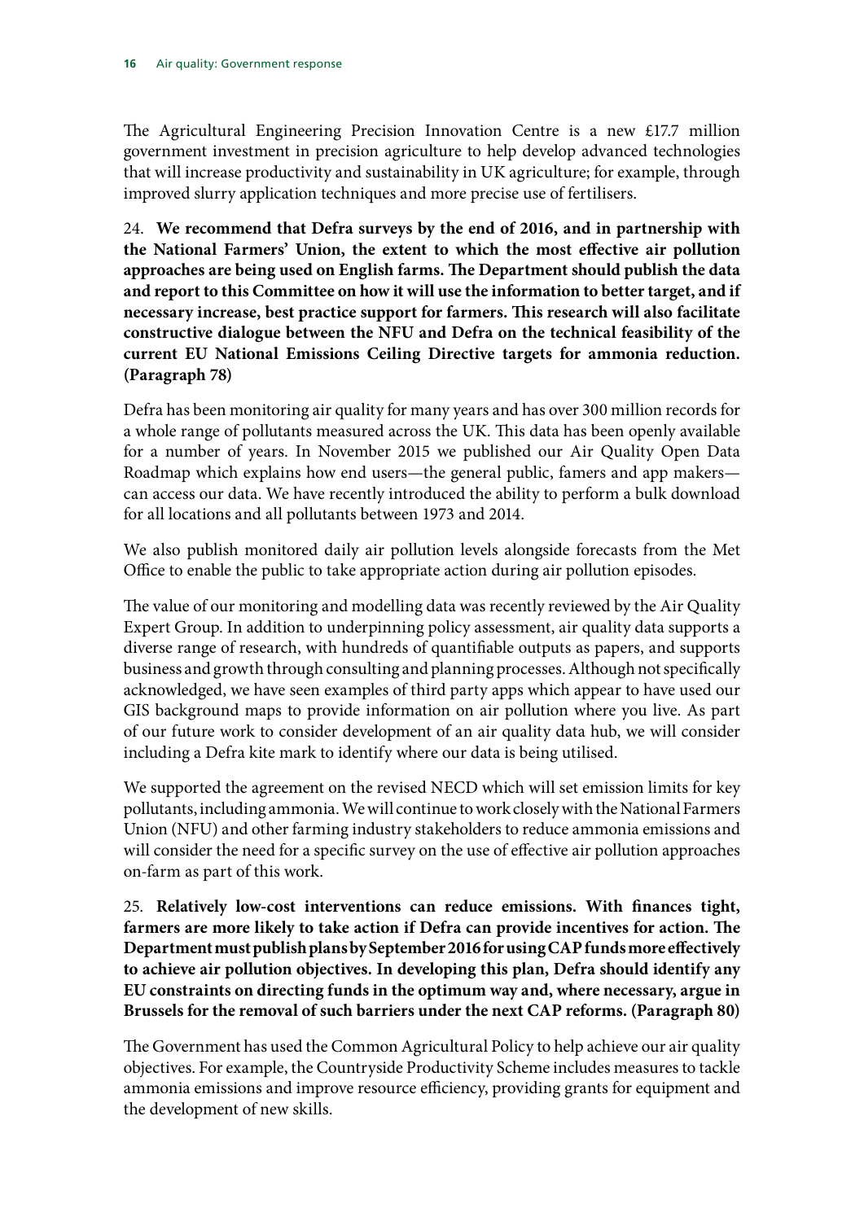The Agricultural Engineering Precision Innovation Centre is a new £17.7 million government investment in precision agriculture to help develop advanced technologies that will increase productivity and sustainability in UK agriculture; for example, through improved slurry application techniques and more precise use of fertilisers.

24. **We recommend that Defra surveys by the end of 2016, and in partnership with the National Farmers' Union, the extent to which the most effective air pollution approaches are being used on English farms. The Department should publish the data and report to this Committee on how it will use the information to better target, and if necessary increase, best practice support for farmers. This research will also facilitate constructive dialogue between the NFU and Defra on the technical feasibility of the current EU National Emissions Ceiling Directive targets for ammonia reduction. (Paragraph 78)**

Defra has been monitoring air quality for many years and has over 300 million records for a whole range of pollutants measured across the UK. This data has been openly available for a number of years. In November 2015 we published our Air Quality Open Data Roadmap which explains how end users—the general public, famers and app makers—can access our data. We have recently introduced the ability to perform a bulk download for all locations and all pollutants between 1973 and 2014.

We also publish monitored daily air pollution levels alongside forecasts from the Met Office to enable the public to take appropriate action during air pollution episodes.

The value of our monitoring and modelling data was recently reviewed by the Air Quality Expert Group. In addition to underpinning policy assessment, air quality data supports a diverse range of research, with hundreds of quantifiable outputs as papers, and supports business and growth through consulting and planning processes. Although not specifically acknowledged, we have seen examples of third party apps which appear to have used our GIS background maps to provide information on air pollution where you live. As part of our future work to consider development of an air quality data hub, we will consider including a Defra kite mark to identify where our data is being utilised.

We supported the agreement on the revised NECD which will set emission limits for key pollutants, including ammonia. We will continue to work closely with the National Farmers Union (NFU) and other farming industry stakeholders to reduce ammonia emissions and will consider the need for a specific survey on the use of effective air pollution approaches on-farm as part of this work.

25. **Relatively low-cost interventions can reduce emissions. With finances tight, farmers are more likely to take action if Defra can provide incentives for action. The Department must publish plans by September 2016 for using CAP funds more effectively to achieve air pollution objectives. In developing this plan, Defra should identify any EU constraints on directing funds in the optimum way and, where necessary, argue in Brussels for the removal of such barriers under the next CAP reforms. (Paragraph 80)**

The Government has used the Common Agricultural Policy to help achieve our air quality objectives. For example, the Countryside Productivity Scheme includes measures to tackle ammonia emissions and improve resource efficiency, providing grants for equipment and the development of new skills.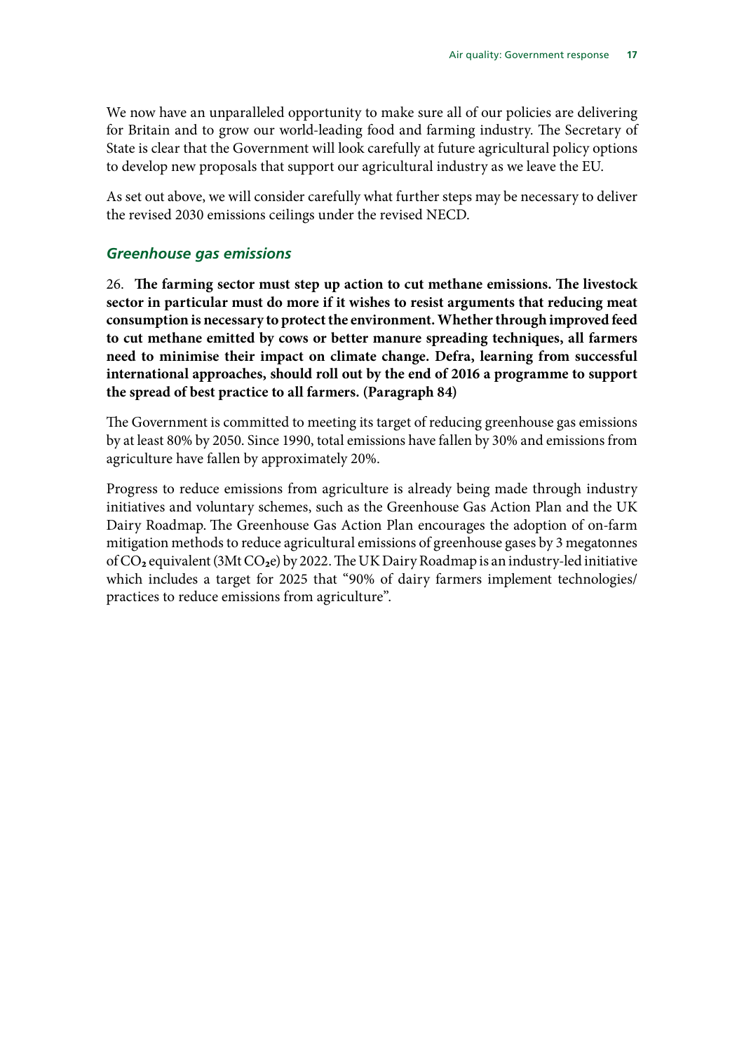We now have an unparalleled opportunity to make sure all of our policies are delivering for Britain and to grow our world-leading food and farming industry. The Secretary of State is clear that the Government will look carefully at future agricultural policy options to develop new proposals that support our agricultural industry as we leave the EU.

As set out above, we will consider carefully what further steps may be necessary to deliver the revised 2030 emissions ceilings under the revised NECD.

### *Greenhouse gas emissions*

26. **The farming sector must step up action to cut methane emissions. The livestock sector in particular must do more if it wishes to resist arguments that reducing meat consumption is necessary to protect the environment. Whether through improved feed to cut methane emitted by cows or better manure spreading techniques, all farmers need to minimise their impact on climate change. Defra, learning from successful international approaches, should roll out by the end of 2016 a programme to support the spread of best practice to all farmers. (Paragraph 84)**

The Government is committed to meeting its target of reducing greenhouse gas emissions by at least 80% by 2050. Since 1990, total emissions have fallen by 30% and emissions from agriculture have fallen by approximately 20%.

Progress to reduce emissions from agriculture is already being made through industry initiatives and voluntary schemes, such as the Greenhouse Gas Action Plan and the UK Dairy Roadmap. The Greenhouse Gas Action Plan encourages the adoption of on-farm mitigation methods to reduce agricultural emissions of greenhouse gases by 3 megatonnes of $CO_2$ equivalent (3Mt $CO_2$e) by 2022. The UK Dairy Roadmap is an industry-led initiative which includes a target for 2025 that "90% of dairy farmers implement technologies/ practices to reduce emissions from agriculture".